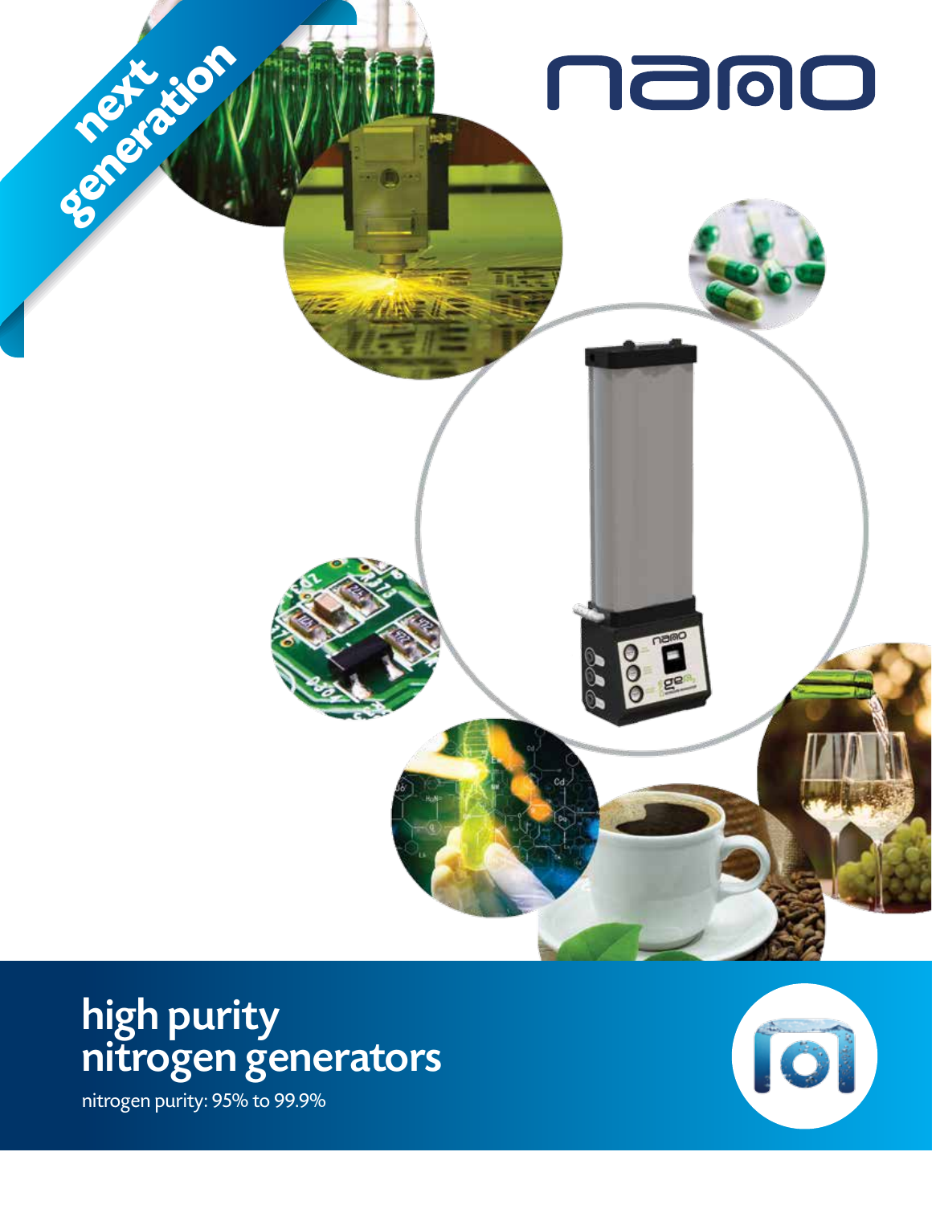next generation

nano

# high purity nitrogen generators

nitrogen purity: 95% to 99.9%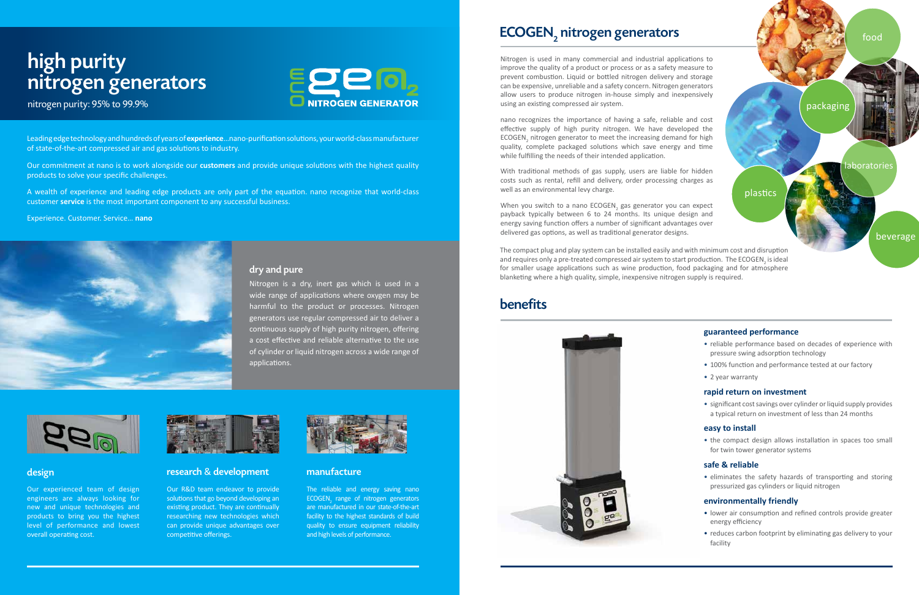# high purity nitrogen generators

nitrogen purity: 95% to 99.9%

Leading edge technology and hundreds of years of **experience**...nano-purification solutions, your world-class manufacturer of state-of-the-art compressed air and gas solutions to industry.

Our commitment at nano is to work alongside our **customers** and provide unique solutions with the highest quality products to solve your specific challenges.

A wealth of experience and leading edge products are only part of the equation. nano recognize that world-class customer **service** is the most important component to any successful business.

Experience. Customer. Service... **nano**

## dry and pure

Nitrogen is a dry, inert gas which is used in a wide range of applications where oxygen may be harmful to the product or processes. Nitrogen generators use regular compressed air to deliver a continuous supply of high purity nitrogen, offering a cost effective and reliable alternative to the use of cylinder or liquid nitrogen across a wide range of applications.

## design

Our experienced team of design engineers are always looking for new and unique technologies and products to bring you the highest level of performance and lowest overall operating cost.

## research & development

Our R&D team endeavor to provide solutions that go beyond developing an existing product. They are continually researching new technologies which can provide unique advantages over competitive offerings.

## manufacture

The reliable and energy saving nano ECOGEN$_2$ range of nitrogen generators are manufactured in our state-of-the-art facility to the highest standards of build quality to ensure equipment reliability and high levels of performance.

# ECOGEN$_2$ nitrogen generators

Nitrogen is used in many commercial and industrial applications to improve the quality of a product or process or as a safety measure to prevent combustion. Liquid or bottled nitrogen delivery and storage can be expensive, unreliable and a security concern. Nitrogen generators allow users to produce nitrogen in-house simply and inexpensively using an existing compressed air system.

nano recognizes the importance of having a safe, reliable and cost effective supply of high purity nitrogen. We have developed the ECOGEN$_2$ nitrogen generator to meet the increasing demand for high quality, complete packaged solutions which save energy and time while fulfilling the needs of their intended application.

With traditional methods of gas supply, users are liable for hidden costs such as rental, refill and delivery, order processing charges as well as an environmental levy charge.

When you switch to a nano ECOGEN$_2$ gas generator you can expect payback typically between 6 to 24 months. Its unique design and energy saving function offers a number of significant advantages over delivered gas options, as well as traditional generator designs.

The compact plug and play system can be installed easily and with minimum cost and disruption and requires only a pre-treated compressed air system to start production. The ECOGEN$_2$ is ideal for smaller usage applications such as wine production, food packaging and for atmosphere blanketing where a high quality, simple, inexpensive nitrogen supply is required.

food · packaging · laboratories · plastics · beverage

## benefits

### guaranteed performance

- reliable performance based on decades of experience with pressure swing adsorption technology
- 100% function and performance tested at our factory
- 2 year warranty

### rapid return on investment

- significant cost savings over cylinder or liquid supply provides a typical return on investment of less than 24 months

### easy to install

- the compact design allows installation in spaces too small for twin tower generator systems

### safe & reliable

- eliminates the safety hazards of transporting and storing pressurized gas cylinders or liquid nitrogen

### environmentally friendly

- lower air consumption and refined controls provide greater energy efficiency
- reduces carbon footprint by eliminating gas delivery to your facility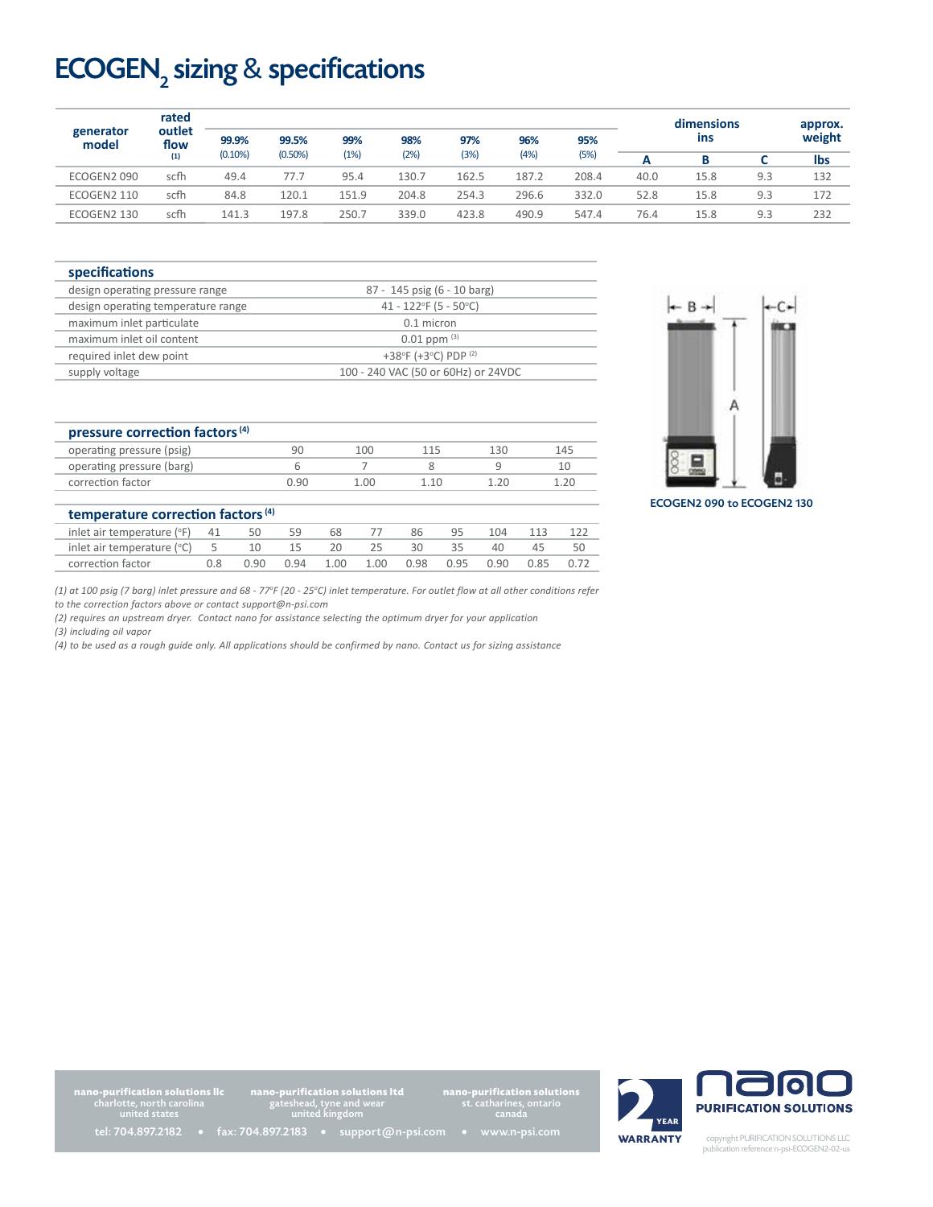# ECOGEN$_2$ sizing & specifications

| generator model | rated outlet flow (1) | 99.9% (0.10%) | 99.5% (0.50%) | 99% (1%) | 98% (2%) | 97% (3%) | 96% (4%) | 95% (5%) | dimensions ins | | | approx. weight |
|---|---|---|---|---|---|---|---|---|---|---|---|---|
| | | | | | | | | | A | B | C | lbs |
| ECOGEN2 090 | scfh | 49.4 | 77.7 | 95.4 | 130.7 | 162.5 | 187.2 | 208.4 | 40.0 | 15.8 | 9.3 | 132 |
| ECOGEN2 110 | scfh | 84.8 | 120.1 | 151.9 | 204.8 | 254.3 | 296.6 | 332.0 | 52.8 | 15.8 | 9.3 | 172 |
| ECOGEN2 130 | scfh | 141.3 | 197.8 | 250.7 | 339.0 | 423.8 | 490.9 | 547.4 | 76.4 | 15.8 | 9.3 | 232 |

| specifications | |
|---|---|
| design operating pressure range | 87 - 145 psig (6 - 10 barg) |
| design operating temperature range | 41 - 122°F (5 - 50°C) |
| maximum inlet particulate | 0.1 micron |
| maximum inlet oil content | 0.01 ppm (3) |
| required inlet dew point | +38°F (+3°C) PDP (2) |
| supply voltage | 100 - 240 VAC (50 or 60Hz) or 24VDC |

B
C
A

ECOGEN2 090 to ECOGEN2 130

| pressure correction factors (4) | | | | | |
|---|---|---|---|---|---|
| operating pressure (psig) | 90 | 100 | 115 | 130 | 145 |
| operating pressure (barg) | 6 | 7 | 8 | 9 | 10 |
| correction factor | 0.90 | 1.00 | 1.10 | 1.20 | 1.20 |

| temperature correction factors (4) | | | | | | | | | | |
|---|---|---|---|---|---|---|---|---|---|---|
| inlet air temperature (°F) | 41 | 50 | 59 | 68 | 77 | 86 | 95 | 104 | 113 | 122 |
| inlet air temperature (°C) | 5 | 10 | 15 | 20 | 25 | 30 | 35 | 40 | 45 | 50 |
| correction factor | 0.8 | 0.90 | 0.94 | 1.00 | 1.00 | 0.98 | 0.95 | 0.90 | 0.85 | 0.72 |

*(1) at 100 psig (7 barg) inlet pressure and 68 - 77°F (20 - 25°C) inlet temperature. For outlet flow at all other conditions refer to the correction factors above or contact support@n-psi.com*

*(2) requires an upstream dryer. Contact nano for assistance selecting the optimum dryer for your application*

*(3) including oil vapor*

*(4) to be used as a rough guide only. All applications should be confirmed by nano. Contact us for sizing assistance*

**nano-purification solutions llc**
charlotte, north carolina
united states

**nano-purification solutions ltd**
gateshead, tyne and wear
united kingdom

**nano-purification solutions**
st. catharines, ontario
canada

tel: 704.897.2182 • fax: 704.897.2183 • support@n-psi.com • www.n-psi.com

2 YEAR WARRANTY

nano PURIFICATION SOLUTIONS

copyright PURIFICATION SOLUTIONS LLC
publication reference n-psi-ECOGEN2-02-us